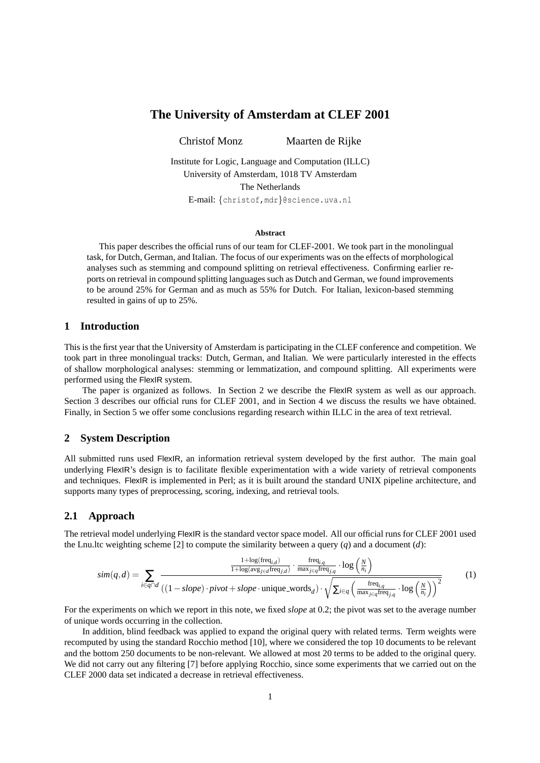# The University of Amsterdam at CLEF 2001

Christof Monz Maarten de Rijke

Institute for Logic, Language and Computation (ILLC)
University of Amsterdam, 1018 TV Amsterdam
The Netherlands
E-mail: {christof,mdr}@science.uva.nl

**Abstract**

This paper describes the official runs of our team for CLEF-2001. We took part in the monolingual task, for Dutch, German, and Italian. The focus of our experiments was on the effects of morphological analyses such as stemming and compound splitting on retrieval effectiveness. Confirming earlier reports on retrieval in compound splitting languages such as Dutch and German, we found improvements to be around 25% for German and as much as 55% for Dutch. For Italian, lexicon-based stemming resulted in gains of up to 25%.

## 1 Introduction

This is the first year that the University of Amsterdam is participating in the CLEF conference and competition. We took part in three monolingual tracks: Dutch, German, and Italian. We were particularly interested in the effects of shallow morphological analyses: stemming or lemmatization, and compound splitting. All experiments were performed using the FlexIR system.

The paper is organized as follows. In Section 2 we describe the FlexIR system as well as our approach. Section 3 describes our official runs for CLEF 2001, and in Section 4 we discuss the results we have obtained. Finally, in Section 5 we offer some conclusions regarding research within ILLC in the area of text retrieval.

## 2 System Description

All submitted runs used FlexIR, an information retrieval system developed by the first author. The main goal underlying FlexIR's design is to facilitate flexible experimentation with a wide variety of retrieval components and techniques. FlexIR is implemented in Perl; as it is built around the standard UNIX pipeline architecture, and supports many types of preprocessing, scoring, indexing, and retrieval tools.

## 2.1 Approach

The retrieval model underlying FlexIR is the standard vector space model. All our official runs for CLEF 2001 used the Lnu.ltc weighting scheme [2] to compute the similarity between a query ($q$) and a document ($d$):

$$sim(q,d) = \sum_{i \in q \cap d} \frac{\frac{1+\log(\text{freq}_{i,d})}{1+\log(\text{avg}_{j \in d}\text{freq}_{j,d})} \cdot \frac{\text{freq}_{i,q}}{\max_{j \in q}\text{freq}_{j,q}} \cdot \log\left(\frac{N}{n_i}\right)}{((1-slope) \cdot pivot + slope \cdot \text{unique\_words}_d) \cdot \sqrt{\sum_{i \in q}\left(\frac{\text{freq}_{i,q}}{\max_{j \in q}\text{freq}_{j,q}} \cdot \log\left(\frac{N}{n_i}\right)\right)^2}} \quad (1)$$

For the experiments on which we report in this note, we fixed *slope* at 0.2; the pivot was set to the average number of unique words occurring in the collection.

In addition, blind feedback was applied to expand the original query with related terms. Term weights were recomputed by using the standard Rocchio method [10], where we considered the top 10 documents to be relevant and the bottom 250 documents to be non-relevant. We allowed at most 20 terms to be added to the original query. We did not carry out any filtering [7] before applying Rocchio, since some experiments that we carried out on the CLEF 2000 data set indicated a decrease in retrieval effectiveness.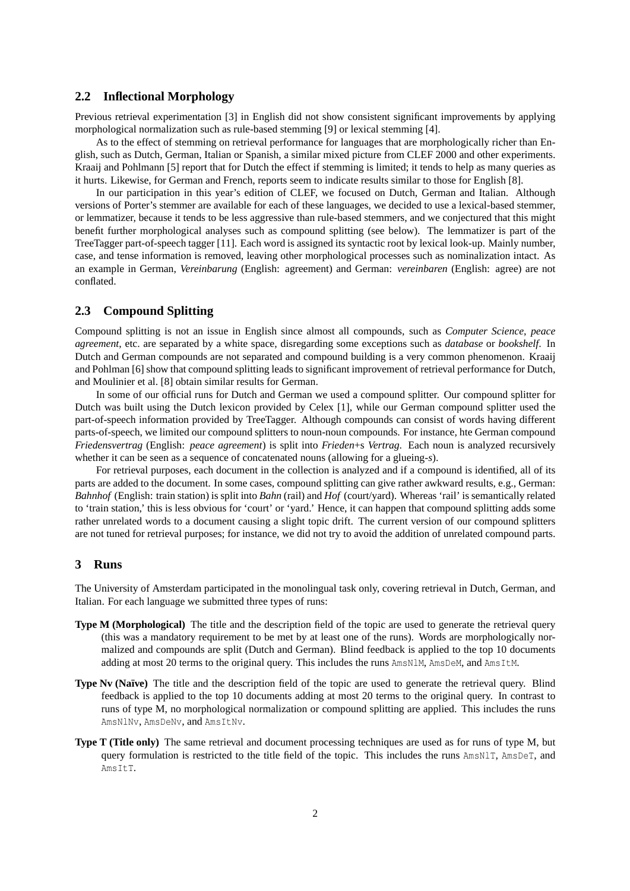## 2.2 Inflectional Morphology

Previous retrieval experimentation [3] in English did not show consistent significant improvements by applying morphological normalization such as rule-based stemming [9] or lexical stemming [4].

As to the effect of stemming on retrieval performance for languages that are morphologically richer than English, such as Dutch, German, Italian or Spanish, a similar mixed picture from CLEF 2000 and other experiments. Kraaij and Pohlmann [5] report that for Dutch the effect if stemming is limited; it tends to help as many queries as it hurts. Likewise, for German and French, reports seem to indicate results similar to those for English [8].

In our participation in this year's edition of CLEF, we focused on Dutch, German and Italian. Although versions of Porter's stemmer are available for each of these languages, we decided to use a lexical-based stemmer, or lemmatizer, because it tends to be less aggressive than rule-based stemmers, and we conjectured that this might benefit further morphological analyses such as compound splitting (see below). The lemmatizer is part of the TreeTagger part-of-speech tagger [11]. Each word is assigned its syntactic root by lexical look-up. Mainly number, case, and tense information is removed, leaving other morphological processes such as nominalization intact. As an example in German, *Vereinbarung* (English: agreement) and German: *vereinbaren* (English: agree) are not conflated.

## 2.3 Compound Splitting

Compound splitting is not an issue in English since almost all compounds, such as *Computer Science*, *peace agreement*, etc. are separated by a white space, disregarding some exceptions such as *database* or *bookshelf*. In Dutch and German compounds are not separated and compound building is a very common phenomenon. Kraaij and Pohlman [6] show that compound splitting leads to significant improvement of retrieval performance for Dutch, and Moulinier et al. [8] obtain similar results for German.

In some of our official runs for Dutch and German we used a compound splitter. Our compound splitter for Dutch was built using the Dutch lexicon provided by Celex [1], while our German compound splitter used the part-of-speech information provided by TreeTagger. Although compounds can consist of words having different parts-of-speech, we limited our compound splitters to noun-noun compounds. For instance, hte German compound *Friedensvertrag* (English: *peace agreement*) is split into *Frieden*+s *Vertrag*. Each noun is analyzed recursively whether it can be seen as a sequence of concatenated nouns (allowing for a glueing-*s*).

For retrieval purposes, each document in the collection is analyzed and if a compound is identified, all of its parts are added to the document. In some cases, compound splitting can give rather awkward results, e.g., German: *Bahnhof* (English: train station) is split into *Bahn* (rail) and *Hof* (court/yard). Whereas 'rail' is semantically related to 'train station,' this is less obvious for 'court' or 'yard.' Hence, it can happen that compound splitting adds some rather unrelated words to a document causing a slight topic drift. The current version of our compound splitters are not tuned for retrieval purposes; for instance, we did not try to avoid the addition of unrelated compound parts.

# 3 Runs

The University of Amsterdam participated in the monolingual task only, covering retrieval in Dutch, German, and Italian. For each language we submitted three types of runs:

**Type M (Morphological)** The title and the description field of the topic are used to generate the retrieval query (this was a mandatory requirement to be met by at least one of the runs). Words are morphologically normalized and compounds are split (Dutch and German). Blind feedback is applied to the top 10 documents adding at most 20 terms to the original query. This includes the runs `AmsNlM`, `AmsDeM`, and `AmsItM`.

**Type Nv (Naïve)** The title and the description field of the topic are used to generate the retrieval query. Blind feedback is applied to the top 10 documents adding at most 20 terms to the original query. In contrast to runs of type M, no morphological normalization or compound splitting are applied. This includes the runs `AmsNlNv`, `AmsDeNv`, and `AmsItNv`.

**Type T (Title only)** The same retrieval and document processing techniques are used as for runs of type M, but query formulation is restricted to the title field of the topic. This includes the runs `AmsNlT`, `AmsDeT`, and `AmsItT`.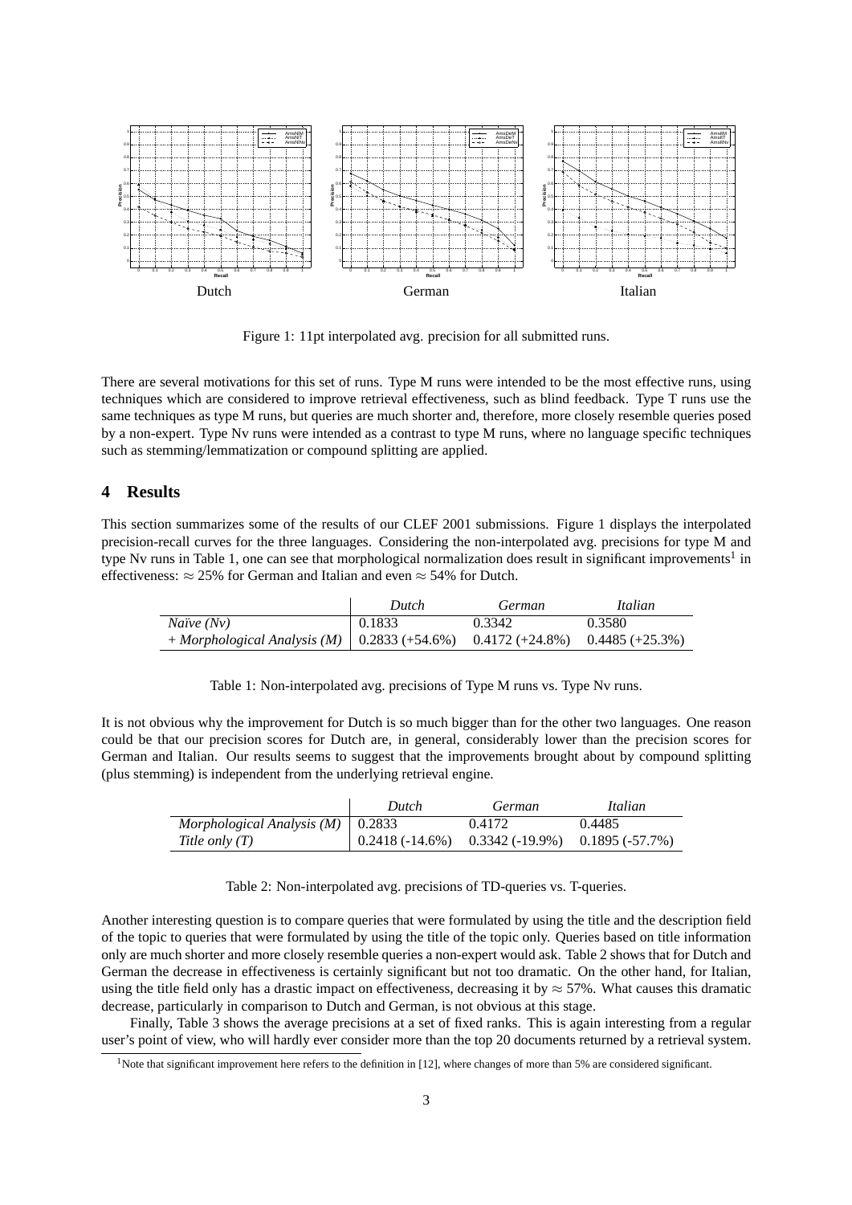Dutch | German | Italian

Figure 1: 11pt interpolated avg. precision for all submitted runs.

There are several motivations for this set of runs. Type M runs were intended to be the most effective runs, using techniques which are considered to improve retrieval effectiveness, such as blind feedback. Type T runs use the same techniques as type M runs, but queries are much shorter and, therefore, more closely resemble queries posed by a non-expert. Type Nv runs were intended as a contrast to type M runs, where no language specific techniques such as stemming/lemmatization or compound splitting are applied.

## 4 Results

This section summarizes some of the results of our CLEF 2001 submissions. Figure 1 displays the interpolated precision-recall curves for the three languages. Considering the non-interpolated avg. precisions for type M and type Nv runs in Table 1, one can see that morphological normalization does result in significant improvements[1] in effectiveness: $\approx$ 25% for German and Italian and even $\approx$ 54% for Dutch.

| | *Dutch* | *German* | *Italian* |
|---|---|---|---|
| *Naïve (Nv)* | 0.1833 | 0.3342 | 0.3580 |
| *+ Morphological Analysis (M)* | 0.2833 (+54.6%) | 0.4172 (+24.8%) | 0.4485 (+25.3%) |

Table 1: Non-interpolated avg. precisions of Type M runs vs. Type Nv runs.

It is not obvious why the improvement for Dutch is so much bigger than for the other two languages. One reason could be that our precision scores for Dutch are, in general, considerably lower than the precision scores for German and Italian. Our results seems to suggest that the improvements brought about by compound splitting (plus stemming) is independent from the underlying retrieval engine.

| | *Dutch* | *German* | *Italian* |
|---|---|---|---|
| *Morphological Analysis (M)* | 0.2833 | 0.4172 | 0.4485 |
| *Title only (T)* | 0.2418 (-14.6%) | 0.3342 (-19.9%) | 0.1895 (-57.7%) |

Table 2: Non-interpolated avg. precisions of TD-queries vs. T-queries.

Another interesting question is to compare queries that were formulated by using the title and the description field of the topic to queries that were formulated by using the title of the topic only. Queries based on title information only are much shorter and more closely resemble queries a non-expert would ask. Table 2 shows that for Dutch and German the decrease in effectiveness is certainly significant but not too dramatic. On the other hand, for Italian, using the title field only has a drastic impact on effectiveness, decreasing it by $\approx$ 57%. What causes this dramatic decrease, particularly in comparison to Dutch and German, is not obvious at this stage.

Finally, Table 3 shows the average precisions at a set of fixed ranks. This is again interesting from a regular user's point of view, who will hardly ever consider more than the top 20 documents returned by a retrieval system.

[1] Note that significant improvement here refers to the definition in [12], where changes of more than 5% are considered significant.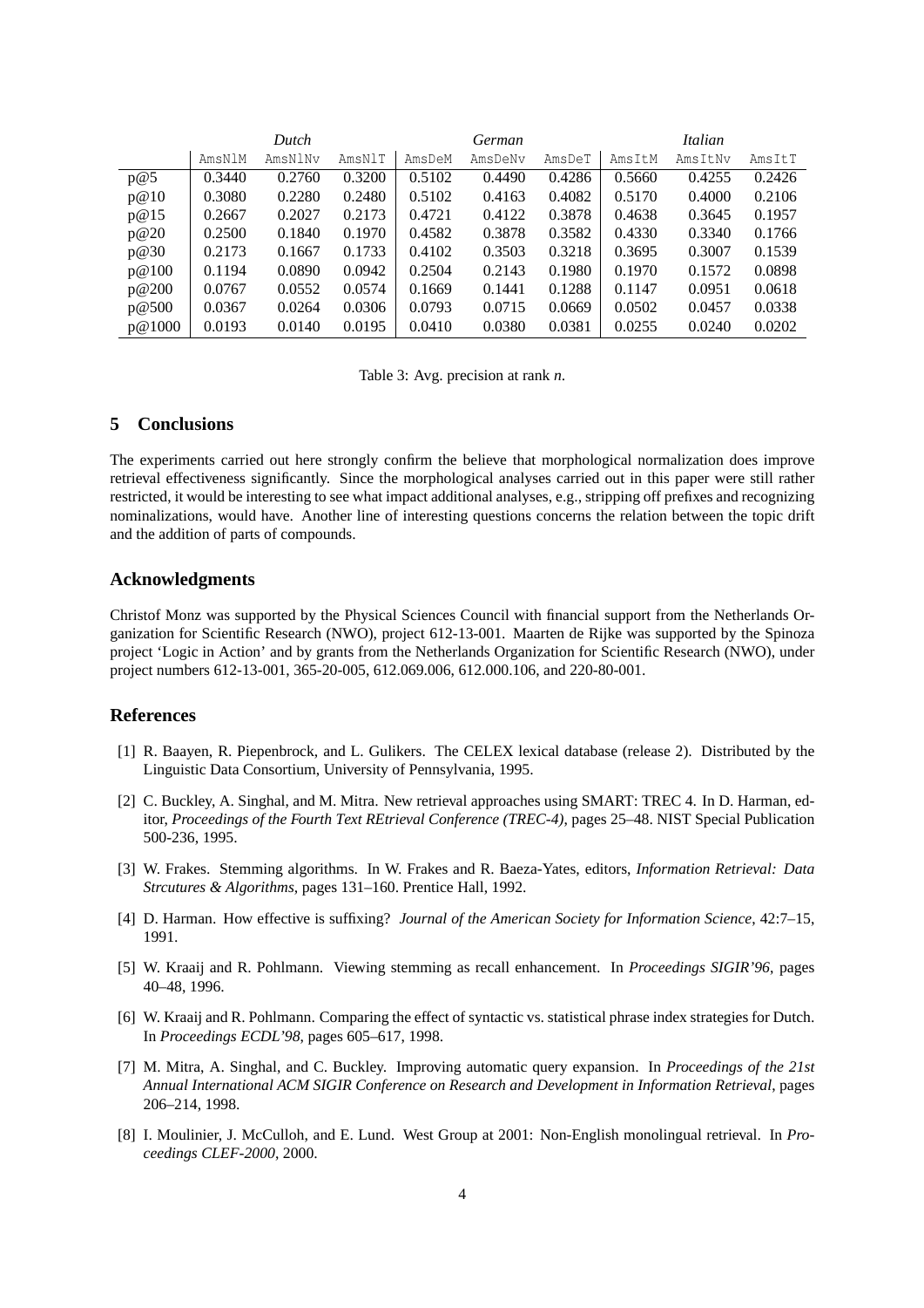| | *Dutch* | | | *German* | | | *Italian* | | |
|---|---|---|---|---|---|---|---|---|---|
| | AmsNlM | AmsNlNv | AmsNlT | AmsDeM | AmsDeNv | AmsDeT | AmsItM | AmsItNv | AmsItT |
| p@5 | 0.3440 | 0.2760 | 0.3200 | 0.5102 | 0.4490 | 0.4286 | 0.5660 | 0.4255 | 0.2426 |
| p@10 | 0.3080 | 0.2280 | 0.2480 | 0.5102 | 0.4163 | 0.4082 | 0.5170 | 0.4000 | 0.2106 |
| p@15 | 0.2667 | 0.2027 | 0.2173 | 0.4721 | 0.4122 | 0.3878 | 0.4638 | 0.3645 | 0.1957 |
| p@20 | 0.2500 | 0.1840 | 0.1970 | 0.4582 | 0.3878 | 0.3582 | 0.4330 | 0.3340 | 0.1766 |
| p@30 | 0.2173 | 0.1667 | 0.1733 | 0.4102 | 0.3503 | 0.3218 | 0.3695 | 0.3007 | 0.1539 |
| p@100 | 0.1194 | 0.0890 | 0.0942 | 0.2504 | 0.2143 | 0.1980 | 0.1970 | 0.1572 | 0.0898 |
| p@200 | 0.0767 | 0.0552 | 0.0574 | 0.1669 | 0.1441 | 0.1288 | 0.1147 | 0.0951 | 0.0618 |
| p@500 | 0.0367 | 0.0264 | 0.0306 | 0.0793 | 0.0715 | 0.0669 | 0.0502 | 0.0457 | 0.0338 |
| p@1000 | 0.0193 | 0.0140 | 0.0195 | 0.0410 | 0.0380 | 0.0381 | 0.0255 | 0.0240 | 0.0202 |

Table 3: Avg. precision at rank *n*.

## 5 Conclusions

The experiments carried out here strongly confirm the believe that morphological normalization does improve retrieval effectiveness significantly. Since the morphological analyses carried out in this paper were still rather restricted, it would be interesting to see what impact additional analyses, e.g., stripping off prefixes and recognizing nominalizations, would have. Another line of interesting questions concerns the relation between the topic drift and the addition of parts of compounds.

## Acknowledgments

Christof Monz was supported by the Physical Sciences Council with financial support from the Netherlands Organization for Scientific Research (NWO), project 612-13-001. Maarten de Rijke was supported by the Spinoza project 'Logic in Action' and by grants from the Netherlands Organization for Scientific Research (NWO), under project numbers 612-13-001, 365-20-005, 612.069.006, 612.000.106, and 220-80-001.

## References

[1] R. Baayen, R. Piepenbrock, and L. Gulikers. The CELEX lexical database (release 2). Distributed by the Linguistic Data Consortium, University of Pennsylvania, 1995.

[2] C. Buckley, A. Singhal, and M. Mitra. New retrieval approaches using SMART: TREC 4. In D. Harman, editor, *Proceedings of the Fourth Text REtrieval Conference (TREC-4)*, pages 25–48. NIST Special Publication 500-236, 1995.

[3] W. Frakes. Stemming algorithms. In W. Frakes and R. Baeza-Yates, editors, *Information Retrieval: Data Strcutures & Algorithms*, pages 131–160. Prentice Hall, 1992.

[4] D. Harman. How effective is suffixing? *Journal of the American Society for Information Science*, 42:7–15, 1991.

[5] W. Kraaij and R. Pohlmann. Viewing stemming as recall enhancement. In *Proceedings SIGIR'96*, pages 40–48, 1996.

[6] W. Kraaij and R. Pohlmann. Comparing the effect of syntactic vs. statistical phrase index strategies for Dutch. In *Proceedings ECDL'98*, pages 605–617, 1998.

[7] M. Mitra, A. Singhal, and C. Buckley. Improving automatic query expansion. In *Proceedings of the 21st Annual International ACM SIGIR Conference on Research and Development in Information Retrieval*, pages 206–214, 1998.

[8] I. Moulinier, J. McCulloh, and E. Lund. West Group at 2001: Non-English monolingual retrieval. In *Proceedings CLEF-2000*, 2000.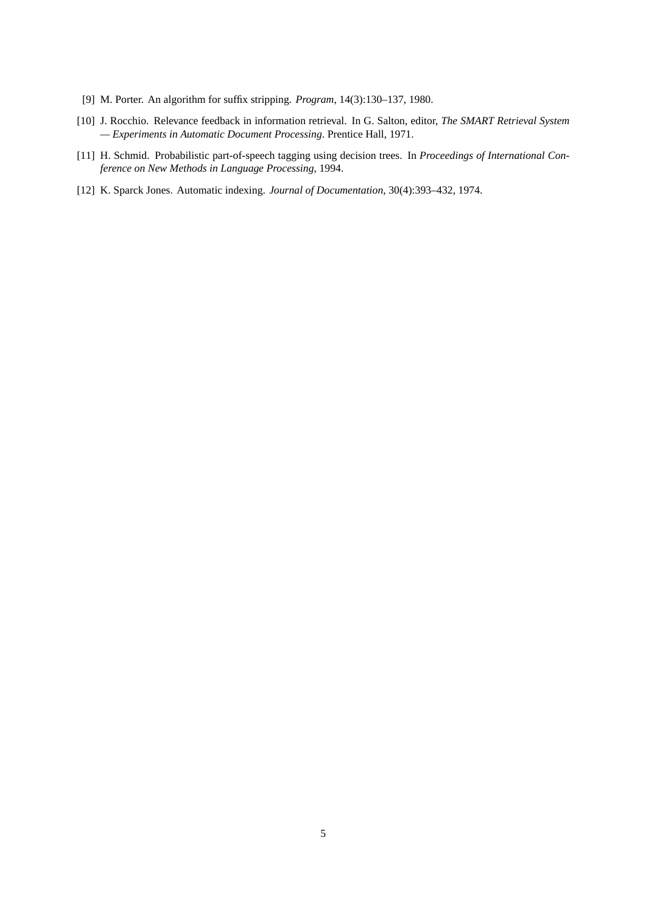[9] M. Porter. An algorithm for suffix stripping. *Program*, 14(3):130–137, 1980.

[10] J. Rocchio. Relevance feedback in information retrieval. In G. Salton, editor, *The SMART Retrieval System — Experiments in Automatic Document Processing*. Prentice Hall, 1971.

[11] H. Schmid. Probabilistic part-of-speech tagging using decision trees. In *Proceedings of International Conference on New Methods in Language Processing*, 1994.

[12] K. Sparck Jones. Automatic indexing. *Journal of Documentation*, 30(4):393–432, 1974.